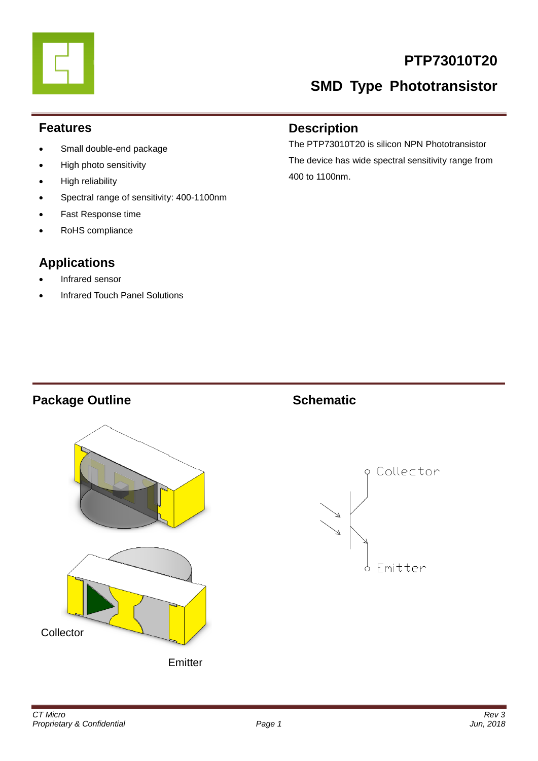# PTP73010T20

## SMD Type Phototransistor

## Features

- Small double-end package
- High photo sensitivity
- High reliability
- Spectral range of sensitivity: 400-1100nm
- Fast Response time
- RoHS compliance

## Description

The PTP73010T20 is silicon NPN Phototransistor

The device has wide spectral sensitivity range from 400 to 1100nm.

## Applications

- Infrared sensor
- Infrared Touch Panel Solutions

## Package Outline

Collector

Emitter

## Schematic

Collector

Emitter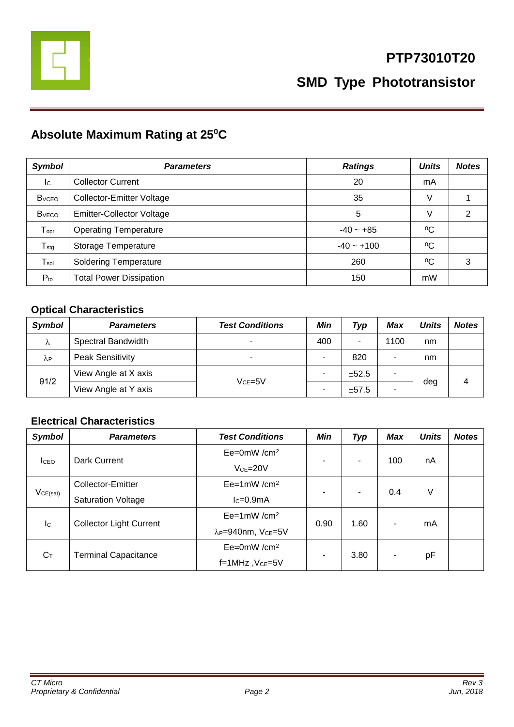# PTP73010T20

## SMD Type Phototransistor

## Absolute Maximum Rating at 25⁰C

| *Symbol* | *Parameters* | *Ratings* | *Units* | *Notes* |
|---|---|---|---|---|
| $I_C$ | Collector Current | 20 | mA | |
| $B_{VCEO}$ | Collector-Emitter Voltage | 35 | V | 1 |
| $B_{VECO}$ | Emitter-Collector Voltage | 5 | V | 2 |
| $T_{opr}$ | Operating Temperature | -40 ~ +85 | ⁰C | |
| $T_{stg}$ | Storage Temperature | -40 ~ +100 | ⁰C | |
| $T_{sol}$ | Soldering Temperature | 260 | ⁰C | 3 |
| $P_{to}$ | Total Power Dissipation | 150 | mW | |

### Optical Characteristics

| *Symbol* | *Parameters* | *Test Conditions* | *Min* | *Typ* | *Max* | *Units* | *Notes* |
|---|---|---|---|---|---|---|---|
| $\lambda$ | Spectral Bandwidth | - | 400 | - | 1100 | nm | |
| $\lambda_P$ | Peak Sensitivity | - | - | 820 | - | nm | |
| $\theta 1/2$ | View Angle at X axis | $V_{CE}$=5V | - | ±52.5 | - | deg | 4 |
| | View Angle at Y axis | | - | ±57.5 | - | | |

### Electrical Characteristics

| *Symbol* | *Parameters* | *Test Conditions* | *Min* | *Typ* | *Max* | *Units* | *Notes* |
|---|---|---|---|---|---|---|---|
| $I_{CEO}$ | Dark Current | Ee=0mW /cm² $V_{CE}$=20V | - | - | 100 | nA | |
| $V_{CE(sat)}$ | Collector-Emitter Saturation Voltage | Ee=1mW /cm² $I_C$=0.9mA | - | - | 0.4 | V | |
| $I_C$ | Collector Light Current | Ee=1mW /cm² $\lambda_P$=940nm, $V_{CE}$=5V | 0.90 | 1.60 | - | mA | |
| $C_T$ | Terminal Capacitance | Ee=0mW /cm² f=1MHz ,$V_{CE}$=5V | - | 3.80 | - | pF | |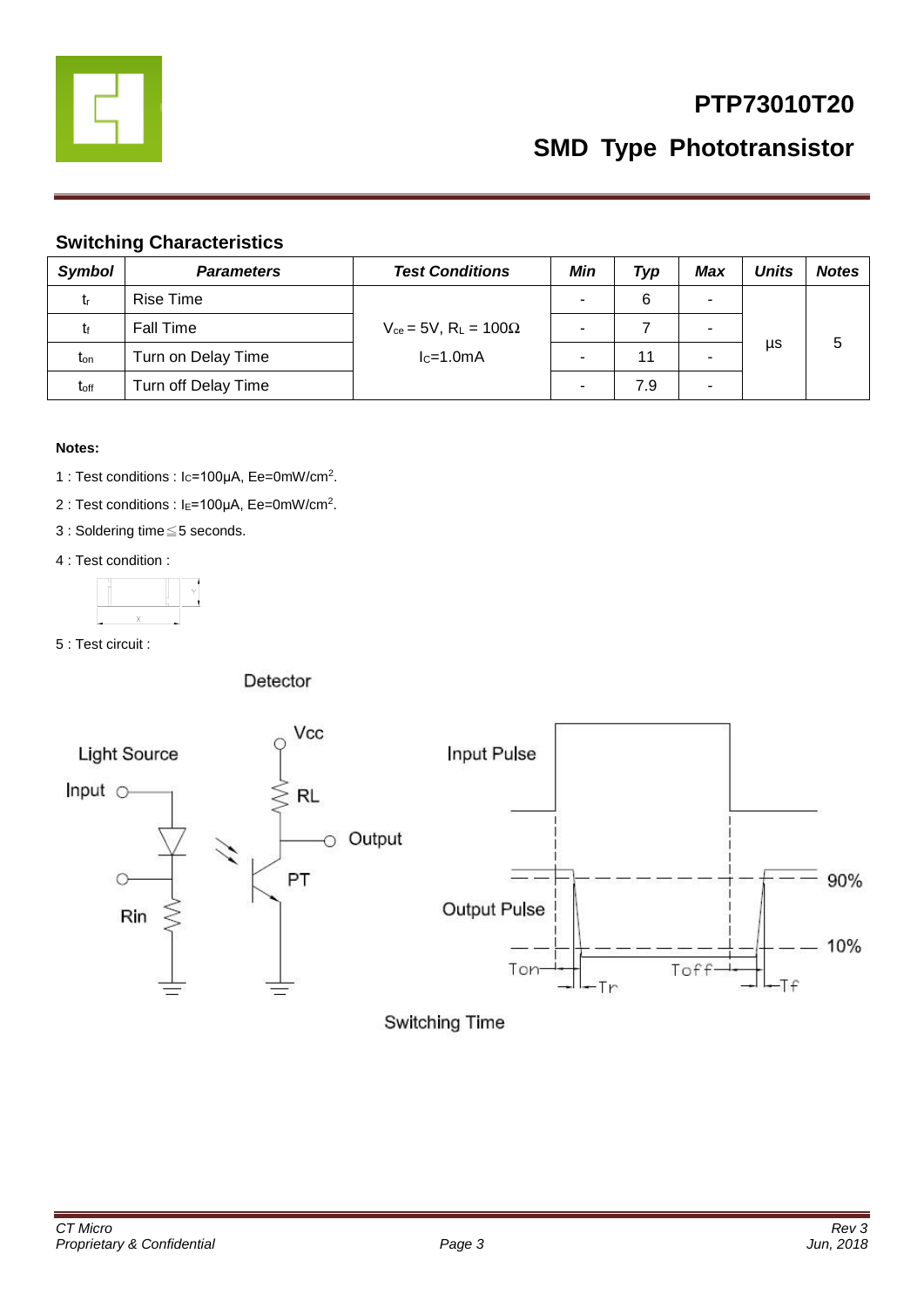## Switching Characteristics

| Symbol | Parameters | Test Conditions | Min | Typ | Max | Units | Notes |
|---|---|---|---|---|---|---|---|
| $t_r$ | Rise Time | $V_{ce}$ = 5V, $R_L$ = 100Ω<br>$I_C$=1.0mA | - | 6 | - | µs | 5 |
| $t_f$ | Fall Time | | - | 7 | - | | |
| $t_{on}$ | Turn on Delay Time | | - | 11 | - | | |
| $t_{off}$ | Turn off Delay Time | | - | 7.9 | - | | |

**Notes:**

1 : Test conditions : $I_C$=100µA, Ee=0mW/cm[2].

2 : Test conditions : $I_E$=100µA, Ee=0mW/cm[2].

3 : Soldering time≦5 seconds.

4 : Test condition :

5 : Test circuit :

Detector

Light Source

Input

Rin

Vcc

RL

Output

PT

Input Pulse

Output Pulse

90%

10%

Ton

Tr

Toff

Tf

Switching Time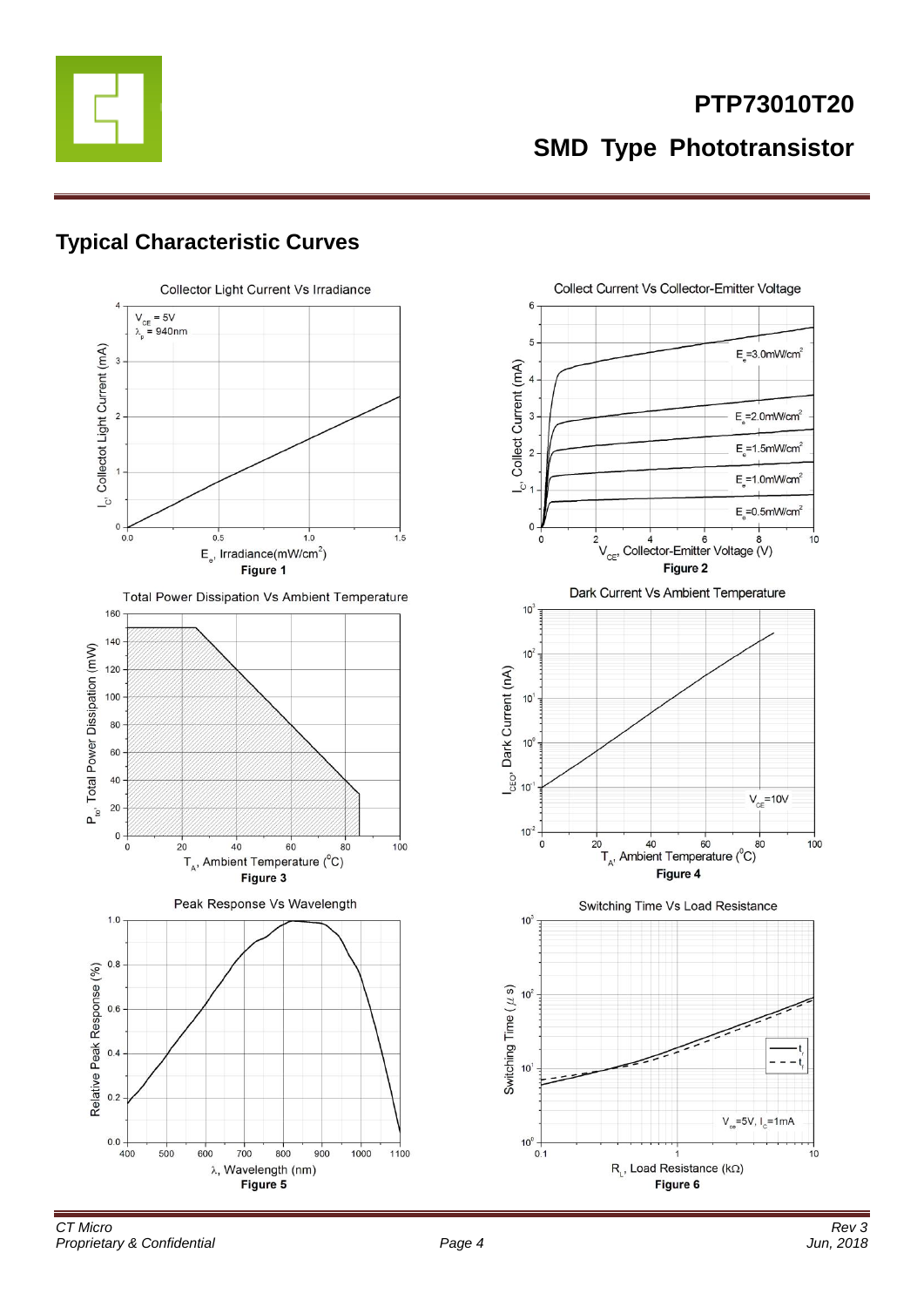## Typical Characteristic Curves

Collector Light Current Vs Irradiance

$V_{CE}$ = 5V
$\lambda_p$ = 940nm

$I_C$, Collectot Light Current (mA)

$E_e$, Irradiance(mW/cm$^2$)

**Figure 1**

Collect Current Vs Collector-Emitter Voltage

$E_e$=3.0mW/cm$^2$
$E_e$=2.0mW/cm$^2$
$E_e$=1.5mW/cm$^2$
$E_e$=1.0mW/cm$^2$
$E_e$=0.5mW/cm$^2$

$I_C$, Collect Current (mA)

$V_{CE}$, Collector-Emitter Voltage (V)

**Figure 2**

Total Power Dissipation Vs Ambient Temperature

$P_{tot}$, Total Power Dissipation (mW)

$T_A$, Ambient Temperature ($^o$C)

**Figure 3**

Dark Current Vs Ambient Temperature

$V_{CE}$=10V

$I_{CEO}$, Dark Current (nA)

$T_A$, Ambient Temperature ($^0$C)

**Figure 4**

Peak Response Vs Wavelength

Relative Peak Response (%)

$\lambda$, Wavelength (nm)

**Figure 5**

Switching Time Vs Load Resistance

$t_r$
$t_f$

$V_{ce}$=5V, $I_C$=1mA

Switching Time ($\mu$ s)

$R_L$, Load Resistance (k$\Omega$)

**Figure 6**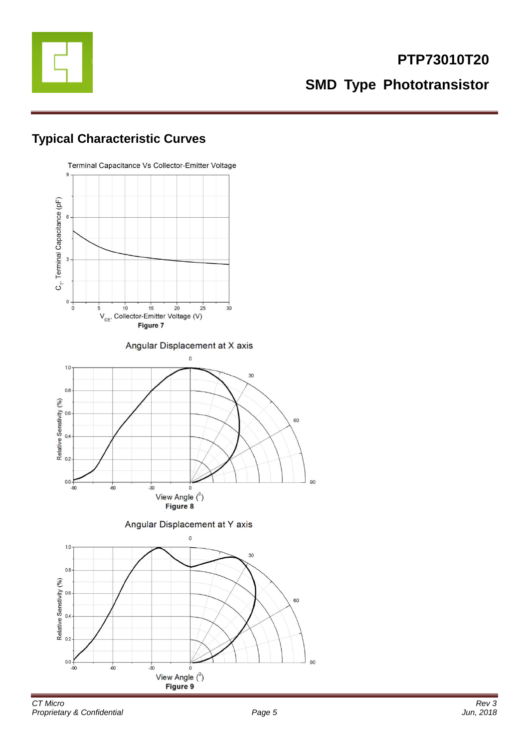## Typical Characteristic Curves

Terminal Capacitance Vs Collector-Emitter Voltage

$C_T$, Terminal Capacitance (pF)

$V_{CE}$, Collector-Emitter Voltage (V)

**Figure 7**

Angular Displacement at X axis

Relative Sensitivity (%)

View Angle ($^0$)

**Figure 8**

Angular Displacement at Y axis

Relative Senstivity (%)

View Angle ($^0$)

**Figure 9**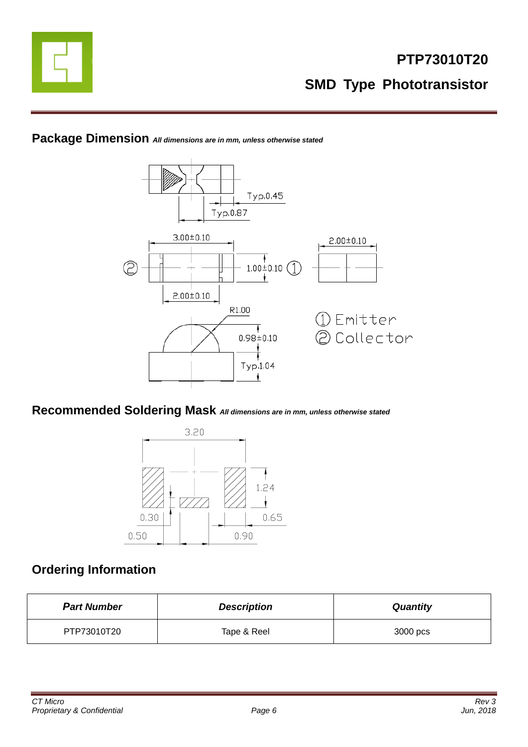# PTP73010T20

## SMD Type Phototransistor

## Package Dimension *All dimensions are in mm, unless otherwise stated*

Typ.0.45

Typ.0.87

3.00±0.10

2.00±0.10

1.00±0.10

2.00±0.10

R1.00

0.98±0.10

Typ.1.04

① Emitter
② Collector

## Recommended Soldering Mask *All dimensions are in mm, unless otherwise stated*

3.20

1.24

0.30

0.65

0.50

0.90

## Ordering Information

| *Part Number* | *Description* | *Quantity* |
|---|---|---|
| PTP73010T20 | Tape & Reel | 3000 pcs |

*CT Micro*
*Proprietary & Confidential*

*Rev 3*
*Jun, 2018*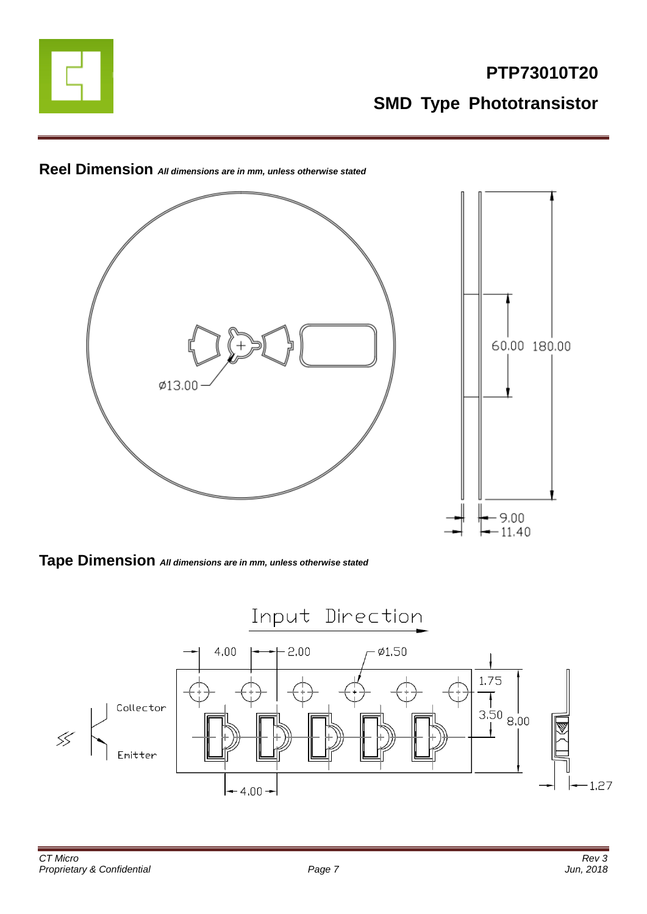## Reel Dimension *All dimensions are in mm, unless otherwise stated*

Ø13.00

60.00 180.00

9.00

11.40

## Tape Dimension *All dimensions are in mm, unless otherwise stated*

Input Direction

4.00 2.00 Ø1.50

1.75

3.50 8.00

Collector

Emitter

4.00

1.27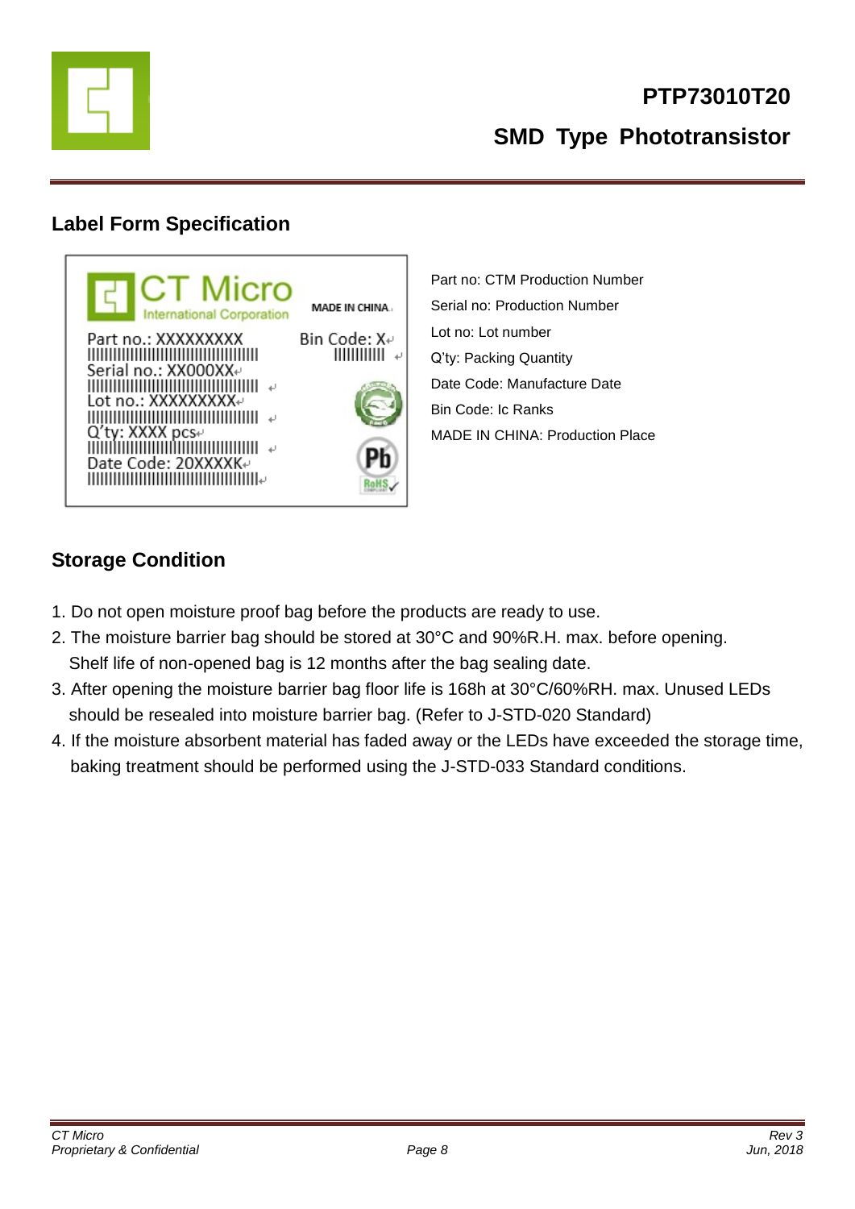## Label Form Specification

Part no.: XXXXXXXXX
Serial no.: XX000XX
Lot no.: XXXXXXXXX
Q'ty: XXXX pcs
Date Code: 20XXXXK
Bin Code: X
MADE IN CHINA

Part no: CTM Production Number
Serial no: Production Number
Lot no: Lot number
Q'ty: Packing Quantity
Date Code: Manufacture Date
Bin Code: Ic Ranks
MADE IN CHINA: Production Place

## Storage Condition

1. Do not open moisture proof bag before the products are ready to use.
2. The moisture barrier bag should be stored at 30°C and 90%R.H. max. before opening. Shelf life of non-opened bag is 12 months after the bag sealing date.
3. After opening the moisture barrier bag floor life is 168h at 30°C/60%RH. max. Unused LEDs should be resealed into moisture barrier bag. (Refer to J-STD-020 Standard)
4. If the moisture absorbent material has faded away or the LEDs have exceeded the storage time, baking treatment should be performed using the J-STD-033 Standard conditions.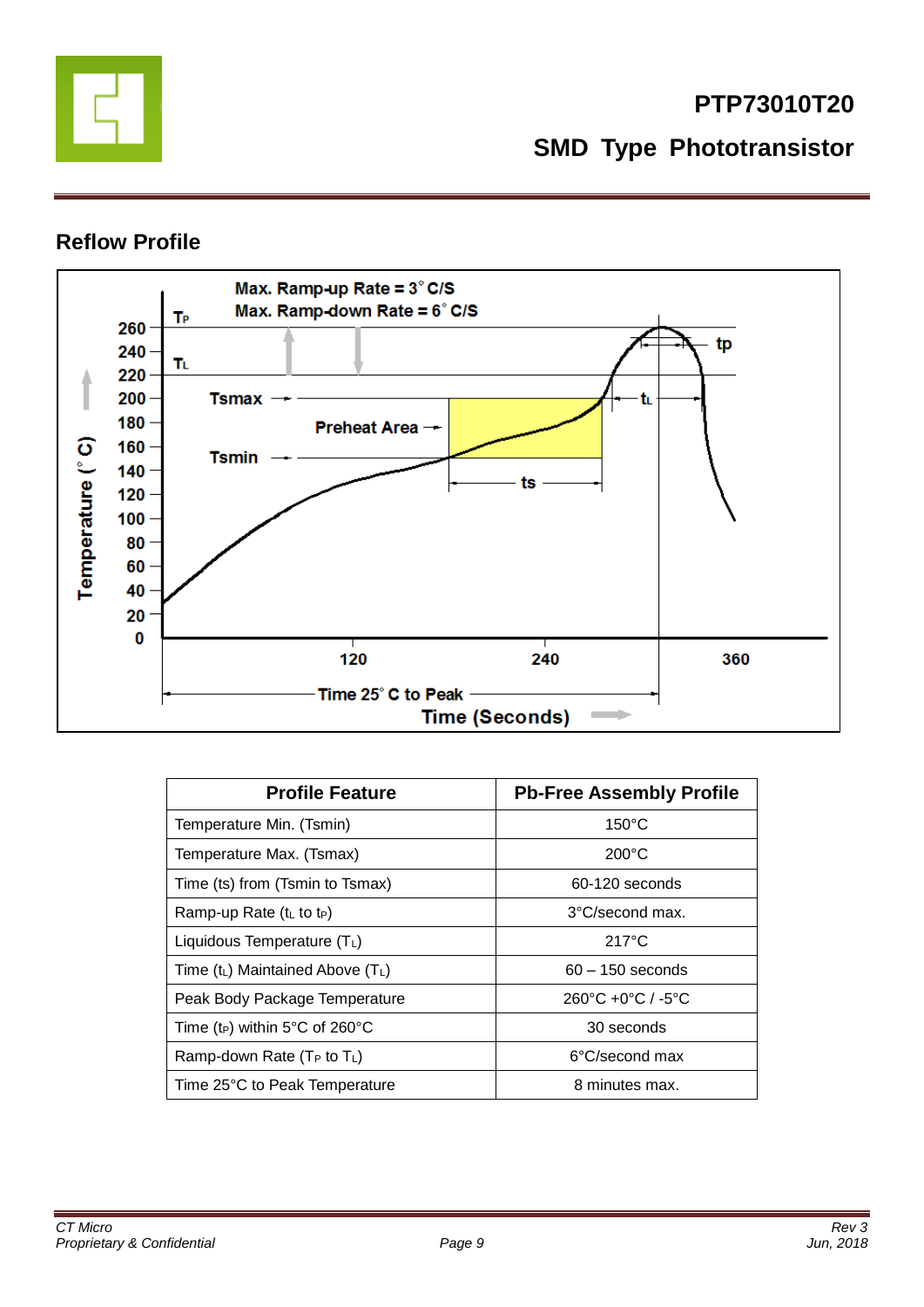## Reflow Profile

| Profile Feature | Pb-Free Assembly Profile |
| --- | --- |
| Temperature Min. (Tsmin) | 150°C |
| Temperature Max. (Tsmax) | 200°C |
| Time (ts) from (Tsmin to Tsmax) | 60-120 seconds |
| Ramp-up Rate ($t_L$ to $t_P$) | 3°C/second max. |
| Liquidous Temperature ($T_L$) | 217°C |
| Time ($t_L$) Maintained Above ($T_L$) | 60 – 150 seconds |
| Peak Body Package Temperature | 260°C +0°C / -5°C |
| Time ($t_P$) within 5°C of 260°C | 30 seconds |
| Ramp-down Rate ($T_P$ to $T_L$) | 6°C/second max |
| Time 25°C to Peak Temperature | 8 minutes max. |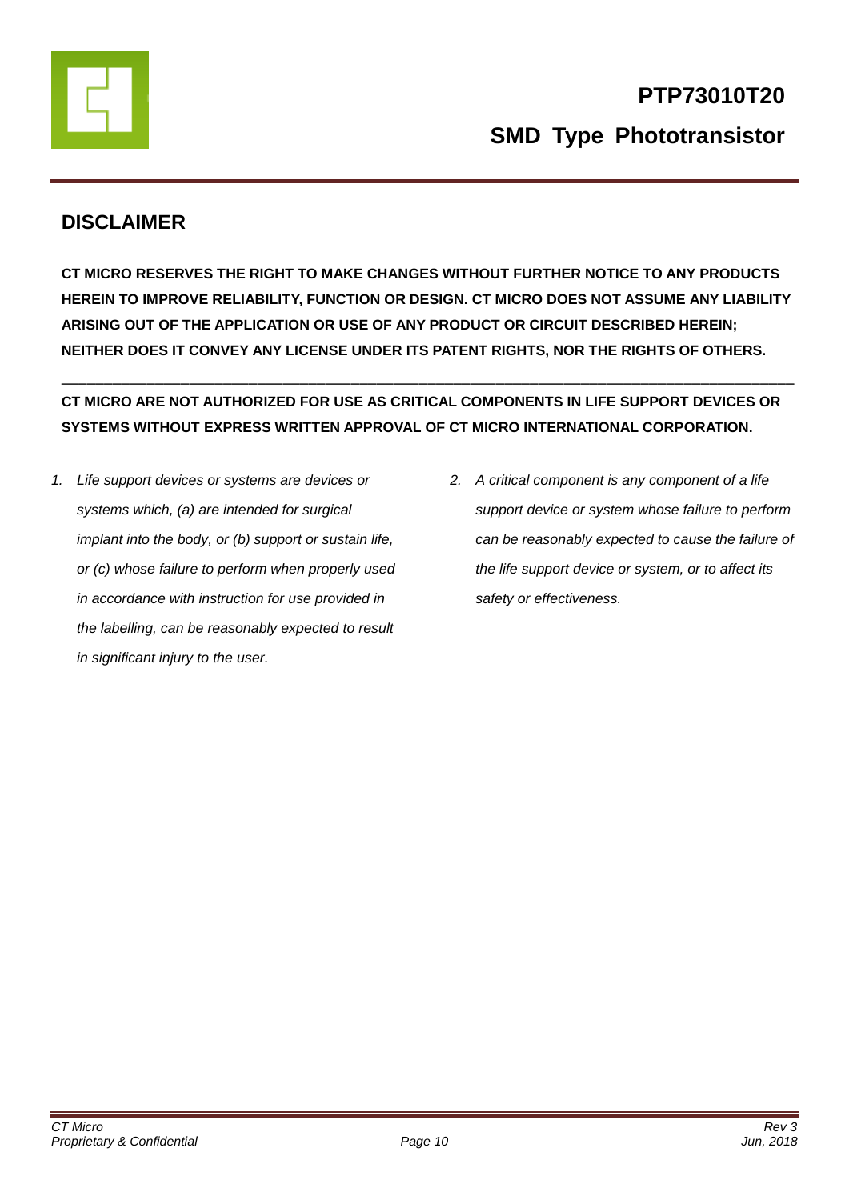## DISCLAIMER

**CT MICRO RESERVES THE RIGHT TO MAKE CHANGES WITHOUT FURTHER NOTICE TO ANY PRODUCTS HEREIN TO IMPROVE RELIABILITY, FUNCTION OR DESIGN. CT MICRO DOES NOT ASSUME ANY LIABILITY ARISING OUT OF THE APPLICATION OR USE OF ANY PRODUCT OR CIRCUIT DESCRIBED HEREIN; NEITHER DOES IT CONVEY ANY LICENSE UNDER ITS PATENT RIGHTS, NOR THE RIGHTS OF OTHERS.**

---

**CT MICRO ARE NOT AUTHORIZED FOR USE AS CRITICAL COMPONENTS IN LIFE SUPPORT DEVICES OR SYSTEMS WITHOUT EXPRESS WRITTEN APPROVAL OF CT MICRO INTERNATIONAL CORPORATION.**

1. *Life support devices or systems are devices or systems which, (a) are intended for surgical implant into the body, or (b) support or sustain life, or (c) whose failure to perform when properly used in accordance with instruction for use provided in the labelling, can be reasonably expected to result in significant injury to the user.*
2. *A critical component is any component of a life support device or system whose failure to perform can be reasonably expected to cause the failure of the life support device or system, or to affect its safety or effectiveness.*